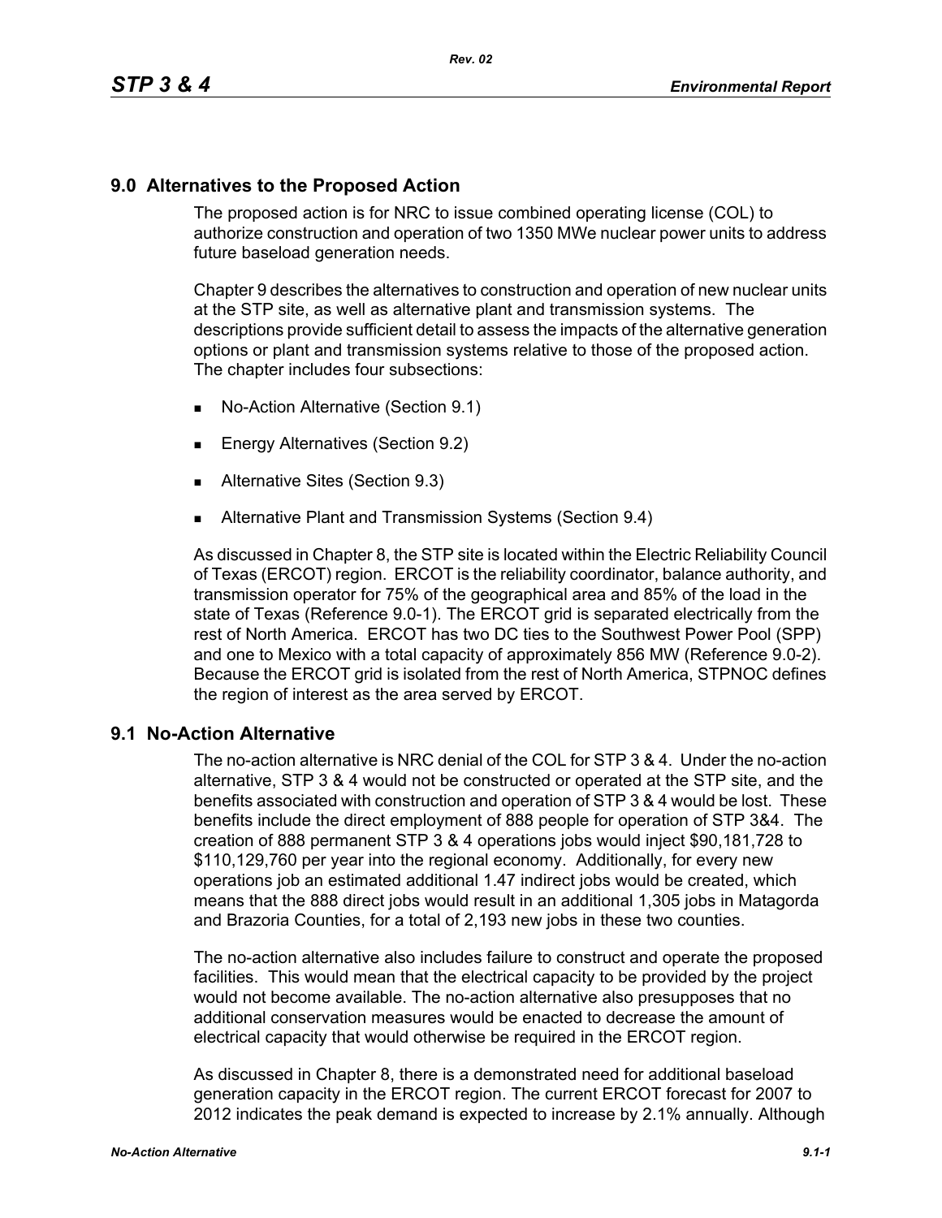## 9.0 Alternatives to the Proposed Action

The proposed action is for NRC to issue combined operating license (COL) to authorize construction and operation of two 1350 MWe nuclear power units to address future baseload generation needs.

Chapter 9 describes the alternatives to construction and operation of new nuclear units at the STP site, as well as alternative plant and transmission systems. The descriptions provide sufficient detail to assess the impacts of the alternative generation options or plant and transmission systems relative to those of the proposed action. The chapter includes four subsections:

- No-Action Alternative (Section 9.1)
- Energy Alternatives (Section 9.2)
- Alternative Sites (Section 9.3)
- Alternative Plant and Transmission Systems (Section 9.4)

As discussed in Chapter 8, the STP site is located within the Electric Reliability Council of Texas (ERCOT) region. ERCOT is the reliability coordinator, balance authority, and transmission operator for 75% of the geographical area and 85% of the load in the state of Texas (Reference 9.0-1). The ERCOT grid is separated electrically from the rest of North America. ERCOT has two DC ties to the Southwest Power Pool (SPP) and one to Mexico with a total capacity of approximately 856 MW (Reference 9.0-2). Because the ERCOT grid is isolated from the rest of North America, STPNOC defines the region of interest as the area served by ERCOT.

## 9.1 No-Action Alternative

The no-action alternative is NRC denial of the COL for STP 3 & 4. Under the no-action alternative, STP 3 & 4 would not be constructed or operated at the STP site, and the benefits associated with construction and operation of STP 3 & 4 would be lost. These benefits include the direct employment of 888 people for operation of STP 3&4. The creation of 888 permanent STP 3 & 4 operations jobs would inject $90,181,728 to $110,129,760 per year into the regional economy. Additionally, for every new operations job an estimated additional 1.47 indirect jobs would be created, which means that the 888 direct jobs would result in an additional 1,305 jobs in Matagorda and Brazoria Counties, for a total of 2,193 new jobs in these two counties.

The no-action alternative also includes failure to construct and operate the proposed facilities. This would mean that the electrical capacity to be provided by the project would not become available. The no-action alternative also presupposes that no additional conservation measures would be enacted to decrease the amount of electrical capacity that would otherwise be required in the ERCOT region.

As discussed in Chapter 8, there is a demonstrated need for additional baseload generation capacity in the ERCOT region. The current ERCOT forecast for 2007 to 2012 indicates the peak demand is expected to increase by 2.1% annually. Although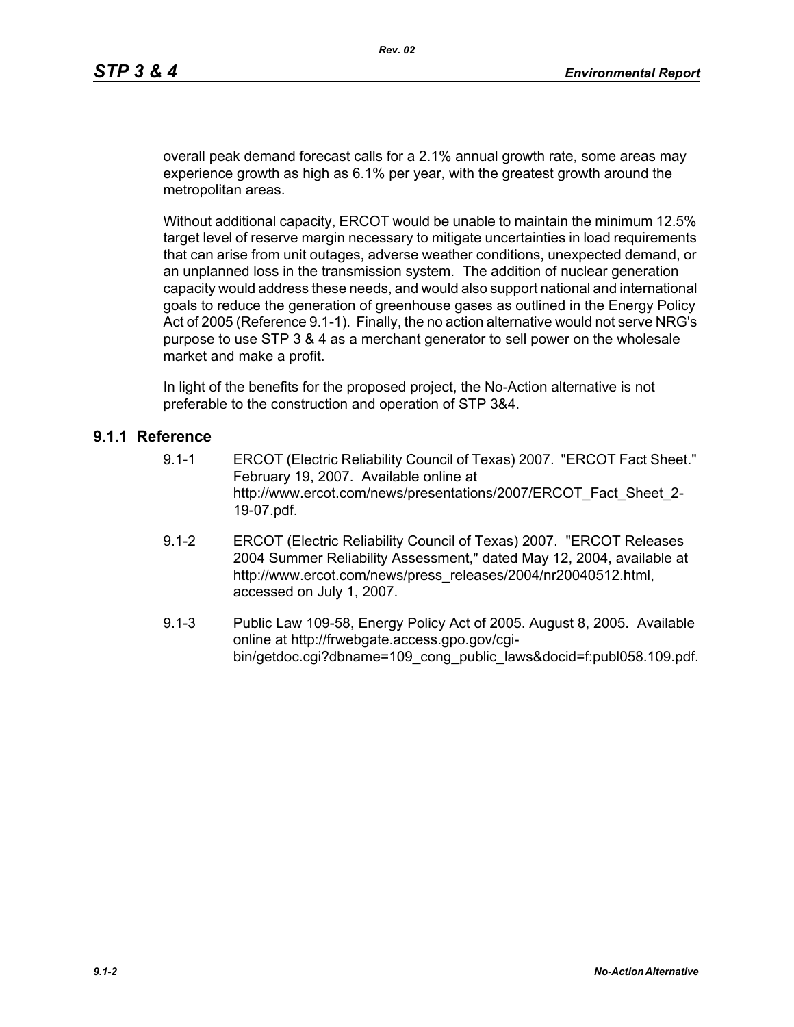overall peak demand forecast calls for a 2.1% annual growth rate, some areas may experience growth as high as 6.1% per year, with the greatest growth around the metropolitan areas.

Without additional capacity, ERCOT would be unable to maintain the minimum 12.5% target level of reserve margin necessary to mitigate uncertainties in load requirements that can arise from unit outages, adverse weather conditions, unexpected demand, or an unplanned loss in the transmission system. The addition of nuclear generation capacity would address these needs, and would also support national and international goals to reduce the generation of greenhouse gases as outlined in the Energy Policy Act of 2005 (Reference 9.1-1). Finally, the no action alternative would not serve NRG's purpose to use STP 3 & 4 as a merchant generator to sell power on the wholesale market and make a profit.

In light of the benefits for the proposed project, the No-Action alternative is not preferable to the construction and operation of STP 3&4.

## 9.1.1 Reference

9.1-1 ERCOT (Electric Reliability Council of Texas) 2007. "ERCOT Fact Sheet." February 19, 2007. Available online at http://www.ercot.com/news/presentations/2007/ERCOT_Fact_Sheet_2-19-07.pdf.

9.1-2 ERCOT (Electric Reliability Council of Texas) 2007. "ERCOT Releases 2004 Summer Reliability Assessment," dated May 12, 2004, available at http://www.ercot.com/news/press_releases/2004/nr20040512.html, accessed on July 1, 2007.

9.1-3 Public Law 109-58, Energy Policy Act of 2005. August 8, 2005. Available online at http://frwebgate.access.gpo.gov/cgi-bin/getdoc.cgi?dbname=109_cong_public_laws&docid=f:publ058.109.pdf.